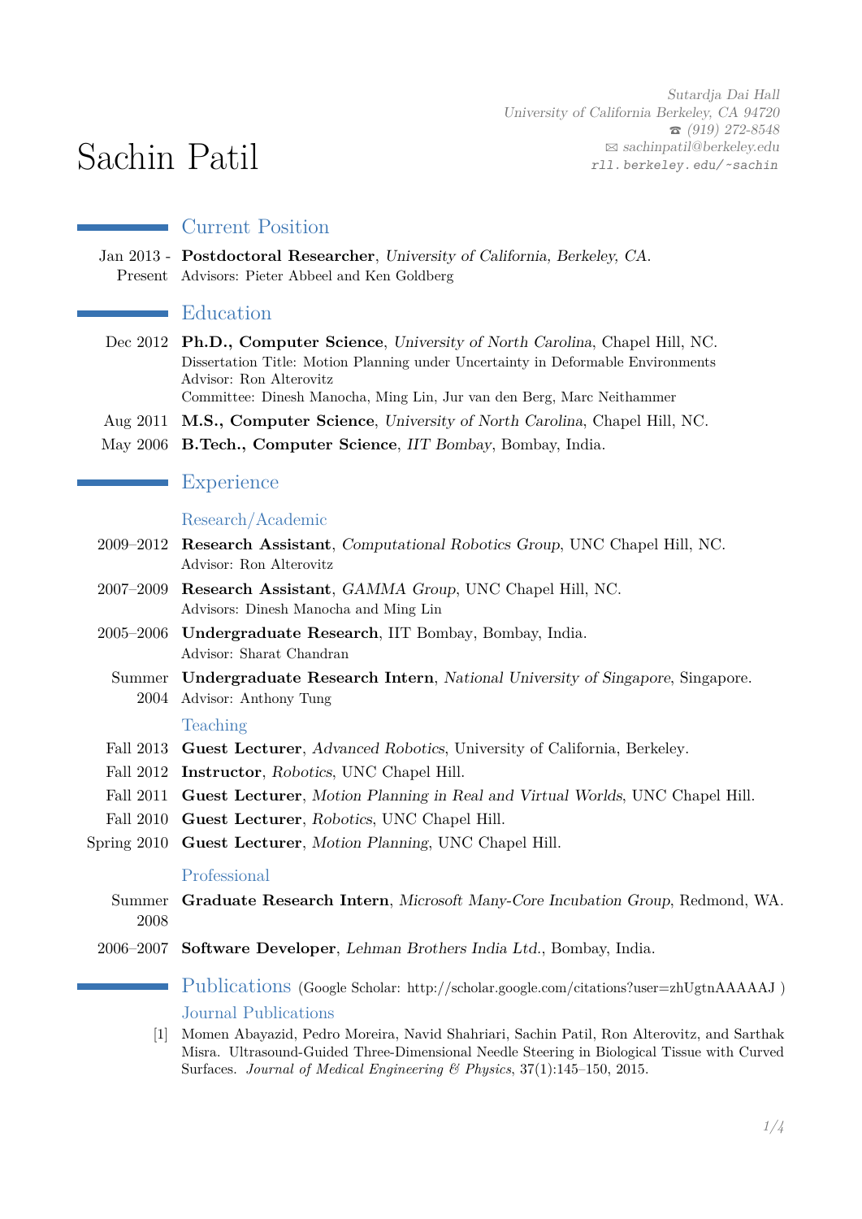# Sachin Patil

*Sutardja Dai Hall*
*University of California Berkeley, CA 94720*
☎ *(919) 272-8548*
✉ *sachinpatil@berkeley.edu*
`rll.berkeley.edu/~sachin`

## Current Position

Jan 2013 - Present — **Postdoctoral Researcher**, *University of California, Berkeley, CA*.
Advisors: Pieter Abbeel and Ken Goldberg

## Education

Dec 2012 — **Ph.D., Computer Science**, *University of North Carolina*, Chapel Hill, NC.
Dissertation Title: Motion Planning under Uncertainty in Deformable Environments
Advisor: Ron Alterovitz
Committee: Dinesh Manocha, Ming Lin, Jur van den Berg, Marc Neithammer

Aug 2011 — **M.S., Computer Science**, *University of North Carolina*, Chapel Hill, NC.

May 2006 — **B.Tech., Computer Science**, *IIT Bombay*, Bombay, India.

## Experience

### Research/Academic

2009–2012 — **Research Assistant**, *Computational Robotics Group*, UNC Chapel Hill, NC.
Advisor: Ron Alterovitz

2007–2009 — **Research Assistant**, *GAMMA Group*, UNC Chapel Hill, NC.
Advisors: Dinesh Manocha and Ming Lin

2005–2006 — **Undergraduate Research**, IIT Bombay, Bombay, India.
Advisor: Sharat Chandran

Summer 2004 — **Undergraduate Research Intern**, *National University of Singapore*, Singapore.
Advisor: Anthony Tung

### Teaching

Fall 2013 — **Guest Lecturer**, *Advanced Robotics*, University of California, Berkeley.

Fall 2012 — **Instructor**, *Robotics*, UNC Chapel Hill.

Fall 2011 — **Guest Lecturer**, *Motion Planning in Real and Virtual Worlds*, UNC Chapel Hill.

Fall 2010 — **Guest Lecturer**, *Robotics*, UNC Chapel Hill.

Spring 2010 — **Guest Lecturer**, *Motion Planning*, UNC Chapel Hill.

### Professional

Summer 2008 — **Graduate Research Intern**, *Microsoft Many-Core Incubation Group*, Redmond, WA.

2006–2007 — **Software Developer**, *Lehman Brothers India Ltd.*, Bombay, India.

## Publications (Google Scholar: http://scholar.google.com/citations?user=zhUgtnAAAAAJ )

### Journal Publications

[1] Momen Abayazid, Pedro Moreira, Navid Shahriari, Sachin Patil, Ron Alterovitz, and Sarthak Misra. Ultrasound-Guided Three-Dimensional Needle Steering in Biological Tissue with Curved Surfaces. *Journal of Medical Engineering & Physics*, 37(1):145–150, 2015.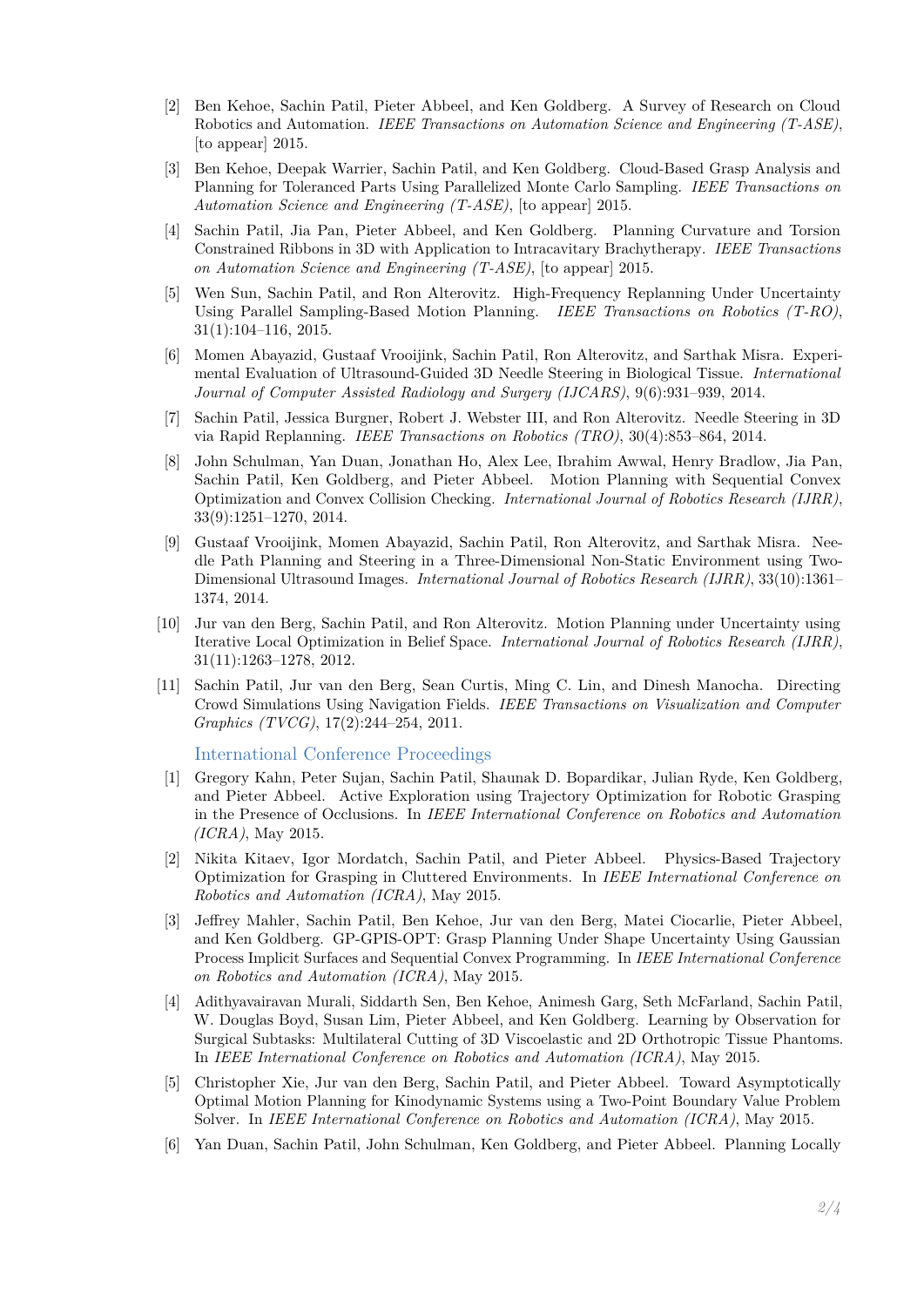[2] Ben Kehoe, Sachin Patil, Pieter Abbeel, and Ken Goldberg. A Survey of Research on Cloud Robotics and Automation. *IEEE Transactions on Automation Science and Engineering (T-ASE)*, [to appear] 2015.

[3] Ben Kehoe, Deepak Warrier, Sachin Patil, and Ken Goldberg. Cloud-Based Grasp Analysis and Planning for Toleranced Parts Using Parallelized Monte Carlo Sampling. *IEEE Transactions on Automation Science and Engineering (T-ASE)*, [to appear] 2015.

[4] Sachin Patil, Jia Pan, Pieter Abbeel, and Ken Goldberg. Planning Curvature and Torsion Constrained Ribbons in 3D with Application to Intracavitary Brachytherapy. *IEEE Transactions on Automation Science and Engineering (T-ASE)*, [to appear] 2015.

[5] Wen Sun, Sachin Patil, and Ron Alterovitz. High-Frequency Replanning Under Uncertainty Using Parallel Sampling-Based Motion Planning. *IEEE Transactions on Robotics (T-RO)*, 31(1):104–116, 2015.

[6] Momen Abayazid, Gustaaf Vrooijink, Sachin Patil, Ron Alterovitz, and Sarthak Misra. Experimental Evaluation of Ultrasound-Guided 3D Needle Steering in Biological Tissue. *International Journal of Computer Assisted Radiology and Surgery (IJCARS)*, 9(6):931–939, 2014.

[7] Sachin Patil, Jessica Burgner, Robert J. Webster III, and Ron Alterovitz. Needle Steering in 3D via Rapid Replanning. *IEEE Transactions on Robotics (TRO)*, 30(4):853–864, 2014.

[8] John Schulman, Yan Duan, Jonathan Ho, Alex Lee, Ibrahim Awwal, Henry Bradlow, Jia Pan, Sachin Patil, Ken Goldberg, and Pieter Abbeel. Motion Planning with Sequential Convex Optimization and Convex Collision Checking. *International Journal of Robotics Research (IJRR)*, 33(9):1251–1270, 2014.

[9] Gustaaf Vrooijink, Momen Abayazid, Sachin Patil, Ron Alterovitz, and Sarthak Misra. Needle Path Planning and Steering in a Three-Dimensional Non-Static Environment using Two-Dimensional Ultrasound Images. *International Journal of Robotics Research (IJRR)*, 33(10):1361–1374, 2014.

[10] Jur van den Berg, Sachin Patil, and Ron Alterovitz. Motion Planning under Uncertainty using Iterative Local Optimization in Belief Space. *International Journal of Robotics Research (IJRR)*, 31(11):1263–1278, 2012.

[11] Sachin Patil, Jur van den Berg, Sean Curtis, Ming C. Lin, and Dinesh Manocha. Directing Crowd Simulations Using Navigation Fields. *IEEE Transactions on Visualization and Computer Graphics (TVCG)*, 17(2):244–254, 2011.

### International Conference Proceedings

[1] Gregory Kahn, Peter Sujan, Sachin Patil, Shaunak D. Bopardikar, Julian Ryde, Ken Goldberg, and Pieter Abbeel. Active Exploration using Trajectory Optimization for Robotic Grasping in the Presence of Occlusions. In *IEEE International Conference on Robotics and Automation (ICRA)*, May 2015.

[2] Nikita Kitaev, Igor Mordatch, Sachin Patil, and Pieter Abbeel. Physics-Based Trajectory Optimization for Grasping in Cluttered Environments. In *IEEE International Conference on Robotics and Automation (ICRA)*, May 2015.

[3] Jeffrey Mahler, Sachin Patil, Ben Kehoe, Jur van den Berg, Matei Ciocarlie, Pieter Abbeel, and Ken Goldberg. GP-GPIS-OPT: Grasp Planning Under Shape Uncertainty Using Gaussian Process Implicit Surfaces and Sequential Convex Programming. In *IEEE International Conference on Robotics and Automation (ICRA)*, May 2015.

[4] Adithyavairavan Murali, Siddarth Sen, Ben Kehoe, Animesh Garg, Seth McFarland, Sachin Patil, W. Douglas Boyd, Susan Lim, Pieter Abbeel, and Ken Goldberg. Learning by Observation for Surgical Subtasks: Multilateral Cutting of 3D Viscoelastic and 2D Orthotropic Tissue Phantoms. In *IEEE International Conference on Robotics and Automation (ICRA)*, May 2015.

[5] Christopher Xie, Jur van den Berg, Sachin Patil, and Pieter Abbeel. Toward Asymptotically Optimal Motion Planning for Kinodynamic Systems using a Two-Point Boundary Value Problem Solver. In *IEEE International Conference on Robotics and Automation (ICRA)*, May 2015.

[6] Yan Duan, Sachin Patil, John Schulman, Ken Goldberg, and Pieter Abbeel. Planning Locally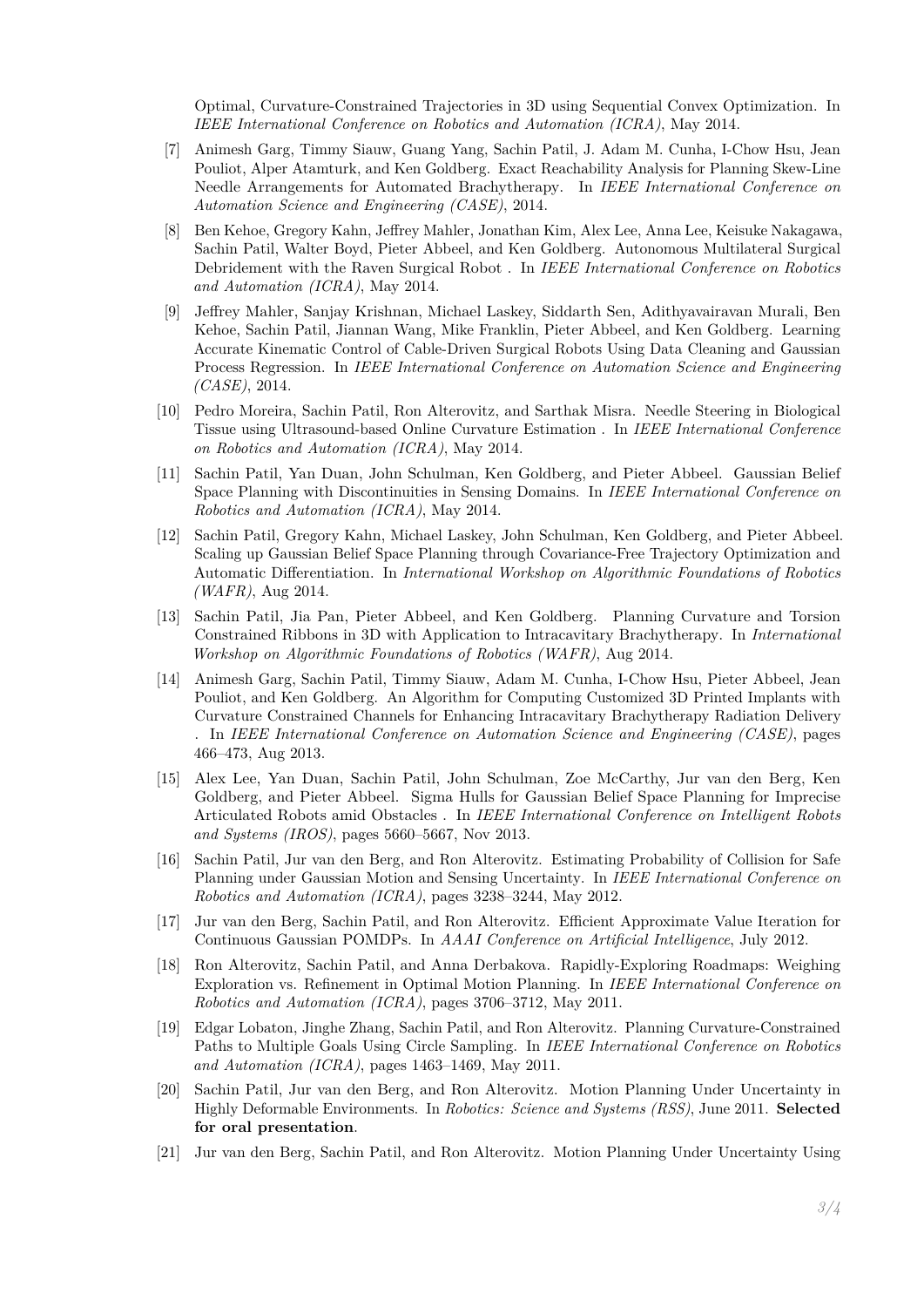Optimal, Curvature-Constrained Trajectories in 3D using Sequential Convex Optimization. In *IEEE International Conference on Robotics and Automation (ICRA)*, May 2014.

[7] Animesh Garg, Timmy Siauw, Guang Yang, Sachin Patil, J. Adam M. Cunha, I-Chow Hsu, Jean Pouliot, Alper Atamturk, and Ken Goldberg. Exact Reachability Analysis for Planning Skew-Line Needle Arrangements for Automated Brachytherapy. In *IEEE International Conference on Automation Science and Engineering (CASE)*, 2014.

[8] Ben Kehoe, Gregory Kahn, Jeffrey Mahler, Jonathan Kim, Alex Lee, Anna Lee, Keisuke Nakagawa, Sachin Patil, Walter Boyd, Pieter Abbeel, and Ken Goldberg. Autonomous Multilateral Surgical Debridement with the Raven Surgical Robot . In *IEEE International Conference on Robotics and Automation (ICRA)*, May 2014.

[9] Jeffrey Mahler, Sanjay Krishnan, Michael Laskey, Siddarth Sen, Adithyavairavan Murali, Ben Kehoe, Sachin Patil, Jiannan Wang, Mike Franklin, Pieter Abbeel, and Ken Goldberg. Learning Accurate Kinematic Control of Cable-Driven Surgical Robots Using Data Cleaning and Gaussian Process Regression. In *IEEE International Conference on Automation Science and Engineering (CASE)*, 2014.

[10] Pedro Moreira, Sachin Patil, Ron Alterovitz, and Sarthak Misra. Needle Steering in Biological Tissue using Ultrasound-based Online Curvature Estimation . In *IEEE International Conference on Robotics and Automation (ICRA)*, May 2014.

[11] Sachin Patil, Yan Duan, John Schulman, Ken Goldberg, and Pieter Abbeel. Gaussian Belief Space Planning with Discontinuities in Sensing Domains. In *IEEE International Conference on Robotics and Automation (ICRA)*, May 2014.

[12] Sachin Patil, Gregory Kahn, Michael Laskey, John Schulman, Ken Goldberg, and Pieter Abbeel. Scaling up Gaussian Belief Space Planning through Covariance-Free Trajectory Optimization and Automatic Differentiation. In *International Workshop on Algorithmic Foundations of Robotics (WAFR)*, Aug 2014.

[13] Sachin Patil, Jia Pan, Pieter Abbeel, and Ken Goldberg. Planning Curvature and Torsion Constrained Ribbons in 3D with Application to Intracavitary Brachytherapy. In *International Workshop on Algorithmic Foundations of Robotics (WAFR)*, Aug 2014.

[14] Animesh Garg, Sachin Patil, Timmy Siauw, Adam M. Cunha, I-Chow Hsu, Pieter Abbeel, Jean Pouliot, and Ken Goldberg. An Algorithm for Computing Customized 3D Printed Implants with Curvature Constrained Channels for Enhancing Intracavitary Brachytherapy Radiation Delivery . In *IEEE International Conference on Automation Science and Engineering (CASE)*, pages 466–473, Aug 2013.

[15] Alex Lee, Yan Duan, Sachin Patil, John Schulman, Zoe McCarthy, Jur van den Berg, Ken Goldberg, and Pieter Abbeel. Sigma Hulls for Gaussian Belief Space Planning for Imprecise Articulated Robots amid Obstacles . In *IEEE International Conference on Intelligent Robots and Systems (IROS)*, pages 5660–5667, Nov 2013.

[16] Sachin Patil, Jur van den Berg, and Ron Alterovitz. Estimating Probability of Collision for Safe Planning under Gaussian Motion and Sensing Uncertainty. In *IEEE International Conference on Robotics and Automation (ICRA)*, pages 3238–3244, May 2012.

[17] Jur van den Berg, Sachin Patil, and Ron Alterovitz. Efficient Approximate Value Iteration for Continuous Gaussian POMDPs. In *AAAI Conference on Artificial Intelligence*, July 2012.

[18] Ron Alterovitz, Sachin Patil, and Anna Derbakova. Rapidly-Exploring Roadmaps: Weighing Exploration vs. Refinement in Optimal Motion Planning. In *IEEE International Conference on Robotics and Automation (ICRA)*, pages 3706–3712, May 2011.

[19] Edgar Lobaton, Jinghe Zhang, Sachin Patil, and Ron Alterovitz. Planning Curvature-Constrained Paths to Multiple Goals Using Circle Sampling. In *IEEE International Conference on Robotics and Automation (ICRA)*, pages 1463–1469, May 2011.

[20] Sachin Patil, Jur van den Berg, and Ron Alterovitz. Motion Planning Under Uncertainty in Highly Deformable Environments. In *Robotics: Science and Systems (RSS)*, June 2011. **Selected for oral presentation**.

[21] Jur van den Berg, Sachin Patil, and Ron Alterovitz. Motion Planning Under Uncertainty Using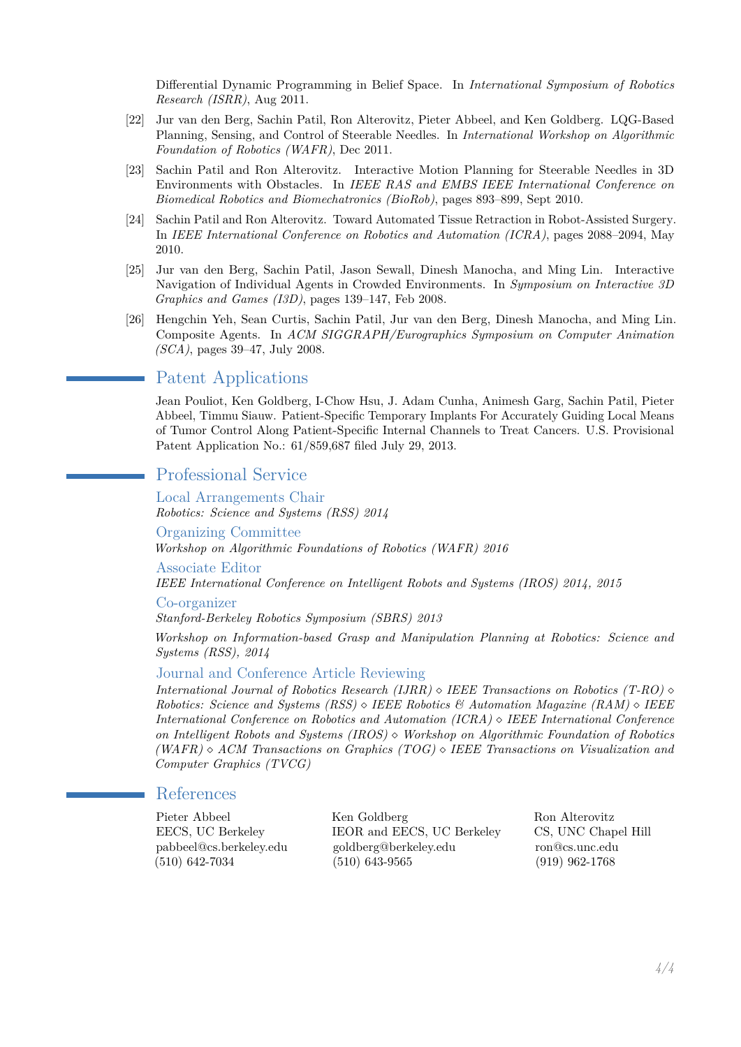Differential Dynamic Programming in Belief Space. In *International Symposium of Robotics Research (ISRR)*, Aug 2011.

[22] Jur van den Berg, Sachin Patil, Ron Alterovitz, Pieter Abbeel, and Ken Goldberg. LQG-Based Planning, Sensing, and Control of Steerable Needles. In *International Workshop on Algorithmic Foundation of Robotics (WAFR)*, Dec 2011.

[23] Sachin Patil and Ron Alterovitz. Interactive Motion Planning for Steerable Needles in 3D Environments with Obstacles. In *IEEE RAS and EMBS IEEE International Conference on Biomedical Robotics and Biomechatronics (BioRob)*, pages 893–899, Sept 2010.

[24] Sachin Patil and Ron Alterovitz. Toward Automated Tissue Retraction in Robot-Assisted Surgery. In *IEEE International Conference on Robotics and Automation (ICRA)*, pages 2088–2094, May 2010.

[25] Jur van den Berg, Sachin Patil, Jason Sewall, Dinesh Manocha, and Ming Lin. Interactive Navigation of Individual Agents in Crowded Environments. In *Symposium on Interactive 3D Graphics and Games (I3D)*, pages 139–147, Feb 2008.

[26] Hengchin Yeh, Sean Curtis, Sachin Patil, Jur van den Berg, Dinesh Manocha, and Ming Lin. Composite Agents. In *ACM SIGGRAPH/Eurographics Symposium on Computer Animation (SCA)*, pages 39–47, July 2008.

## Patent Applications

Jean Pouliot, Ken Goldberg, I-Chow Hsu, J. Adam Cunha, Animesh Garg, Sachin Patil, Pieter Abbeel, Timmu Siauw. Patient-Specific Temporary Implants For Accurately Guiding Local Means of Tumor Control Along Patient-Specific Internal Channels to Treat Cancers. U.S. Provisional Patent Application No.: 61/859,687 filed July 29, 2013.

## Professional Service

### Local Arrangements Chair

*Robotics: Science and Systems (RSS) 2014*

### Organizing Committee

*Workshop on Algorithmic Foundations of Robotics (WAFR) 2016*

### Associate Editor

*IEEE International Conference on Intelligent Robots and Systems (IROS) 2014, 2015*

### Co-organizer

*Stanford-Berkeley Robotics Symposium (SBRS) 2013*

*Workshop on Information-based Grasp and Manipulation Planning at Robotics: Science and Systems (RSS), 2014*

### Journal and Conference Article Reviewing

*International Journal of Robotics Research (IJRR)* ⋄ *IEEE Transactions on Robotics (T-RO)* ⋄ *Robotics: Science and Systems (RSS)* ⋄ *IEEE Robotics & Automation Magazine (RAM)* ⋄ *IEEE International Conference on Robotics and Automation (ICRA)* ⋄ *IEEE International Conference on Intelligent Robots and Systems (IROS)* ⋄ *Workshop on Algorithmic Foundation of Robotics (WAFR)* ⋄ *ACM Transactions on Graphics (TOG)* ⋄ *IEEE Transactions on Visualization and Computer Graphics (TVCG)*

## References

Pieter Abbeel
EECS, UC Berkeley
pabbeel@cs.berkeley.edu
(510) 642-7034

Ken Goldberg
IEOR and EECS, UC Berkeley
goldberg@berkeley.edu
(510) 643-9565

Ron Alterovitz
CS, UNC Chapel Hill
ron@cs.unc.edu
(919) 962-1768